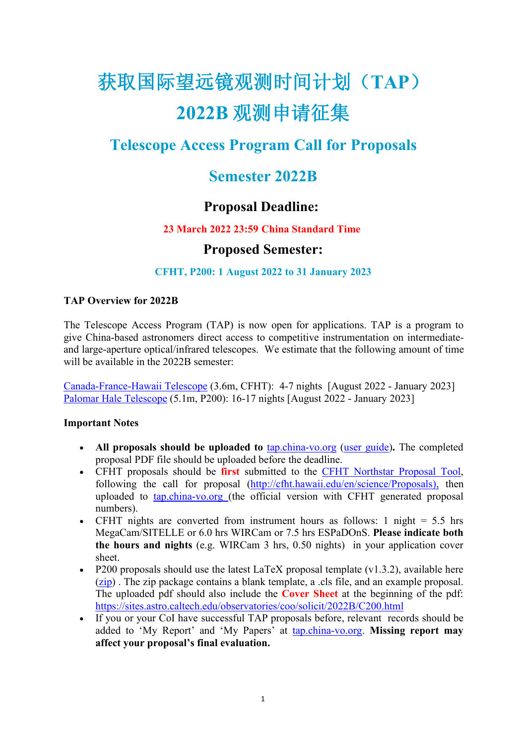# 获取国际望远镜观测时间计划（TAP）2022B 观测申请征集

## Telescope Access Program Call for Proposals

## Semester 2022B

### Proposal Deadline:

**23 March 2022 23:59 China Standard Time**

### Proposed Semester:

**CFHT, P200: 1 August 2022 to 31 January 2023**

**TAP Overview for 2022B**

The Telescope Access Program (TAP) is now open for applications. TAP is a program to give China-based astronomers direct access to competitive instrumentation on intermediate- and large-aperture optical/infrared telescopes. We estimate that the following amount of time will be available in the 2022B semester:

Canada-France-Hawaii Telescope (3.6m, CFHT): 4-7 nights [August 2022 - January 2023]
Palomar Hale Telescope (5.1m, P200): 16-17 nights [August 2022 - January 2023]

**Important Notes**

- **All proposals should be uploaded to** tap.china-vo.org (user guide)**.** The completed proposal PDF file should be uploaded before the deadline.
- CFHT proposals should be **first** submitted to the CFHT Northstar Proposal Tool, following the call for proposal (http://cfht.hawaii.edu/en/science/Proposals), then uploaded to tap.china-vo.org (the official version with CFHT generated proposal numbers).
- CFHT nights are converted from instrument hours as follows: 1 night = 5.5 hrs MegaCam/SITELLE or 6.0 hrs WIRCam or 7.5 hrs ESPaDOnS. **Please indicate both the hours and nights** (e.g. WIRCam 3 hrs, 0.50 nights) in your application cover sheet.
- P200 proposals should use the latest LaTeX proposal template (v1.3.2), available here (zip) . The zip package contains a blank template, a .cls file, and an example proposal. The uploaded pdf should also include the **Cover Sheet** at the beginning of the pdf: https://sites.astro.caltech.edu/observatories/coo/solicit/2022B/C200.html
- If you or your CoI have successful TAP proposals before, relevant records should be added to 'My Report' and 'My Papers' at tap.china-vo.org. **Missing report may affect your proposal's final evaluation.**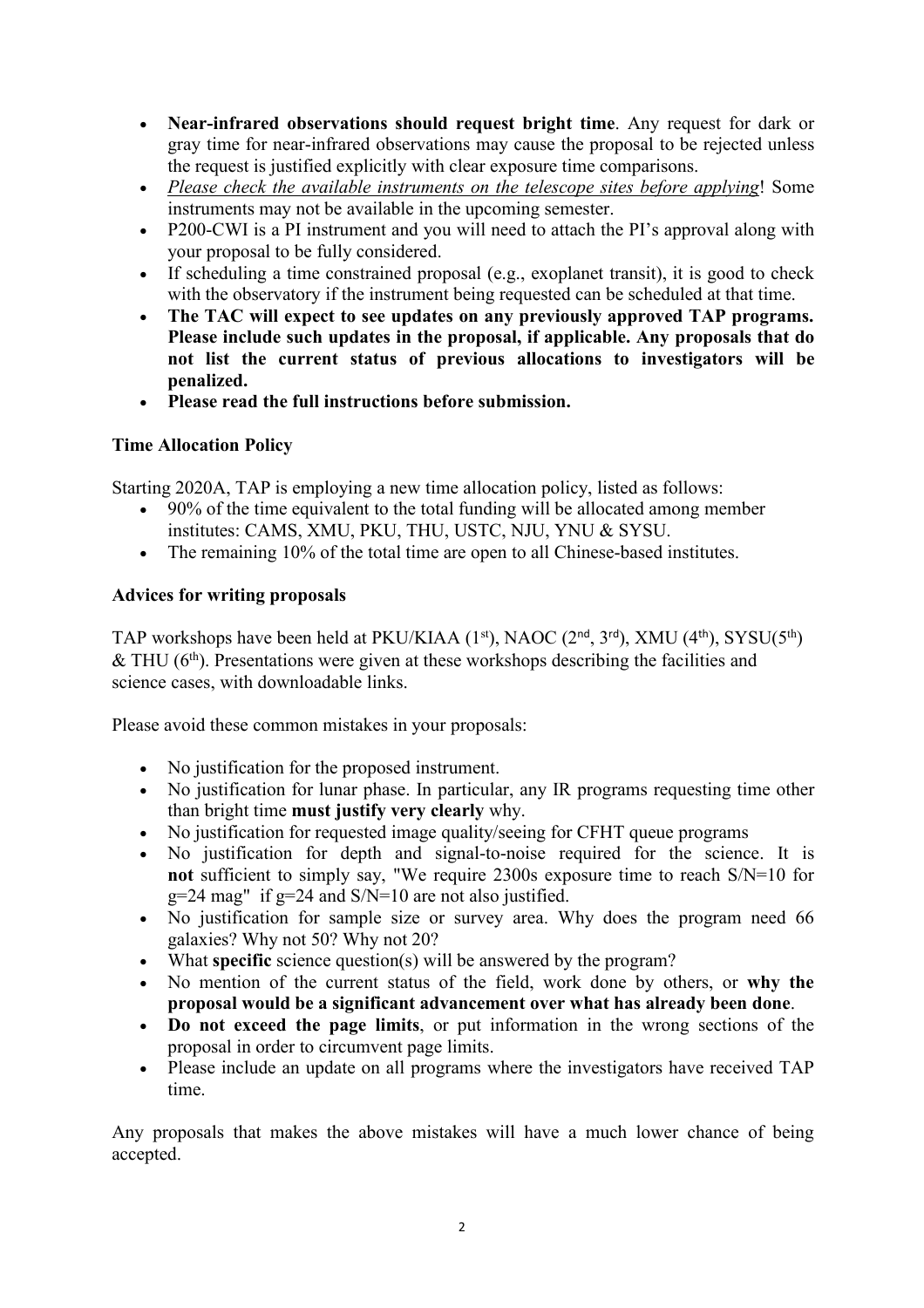- **Near-infrared observations should request bright time**. Any request for dark or gray time for near-infrared observations may cause the proposal to be rejected unless the request is justified explicitly with clear exposure time comparisons.
- *Please check the available instruments on the telescope sites before applying*! Some instruments may not be available in the upcoming semester.
- P200-CWI is a PI instrument and you will need to attach the PI's approval along with your proposal to be fully considered.
- If scheduling a time constrained proposal (e.g., exoplanet transit), it is good to check with the observatory if the instrument being requested can be scheduled at that time.
- **The TAC will expect to see updates on any previously approved TAP programs. Please include such updates in the proposal, if applicable. Any proposals that do not list the current status of previous allocations to investigators will be penalized.**
- **Please read the full instructions before submission.**

### Time Allocation Policy

Starting 2020A, TAP is employing a new time allocation policy, listed as follows:

- 90% of the time equivalent to the total funding will be allocated among member institutes: CAMS, XMU, PKU, THU, USTC, NJU, YNU & SYSU.
- The remaining 10% of the total time are open to all Chinese-based institutes.

### Advices for writing proposals

TAP workshops have been held at PKU/KIAA (1st), NAOC (2nd, 3rd), XMU (4th), SYSU(5th) & THU (6th). Presentations were given at these workshops describing the facilities and science cases, with downloadable links.

Please avoid these common mistakes in your proposals:

- No justification for the proposed instrument.
- No justification for lunar phase. In particular, any IR programs requesting time other than bright time **must justify very clearly** why.
- No justification for requested image quality/seeing for CFHT queue programs
- No justification for depth and signal-to-noise required for the science. It is **not** sufficient to simply say, "We require 2300s exposure time to reach S/N=10 for g=24 mag" if g=24 and S/N=10 are not also justified.
- No justification for sample size or survey area. Why does the program need 66 galaxies? Why not 50? Why not 20?
- What **specific** science question(s) will be answered by the program?
- No mention of the current status of the field, work done by others, or **why the proposal would be a significant advancement over what has already been done**.
- **Do not exceed the page limits**, or put information in the wrong sections of the proposal in order to circumvent page limits.
- Please include an update on all programs where the investigators have received TAP time.

Any proposals that makes the above mistakes will have a much lower chance of being accepted.